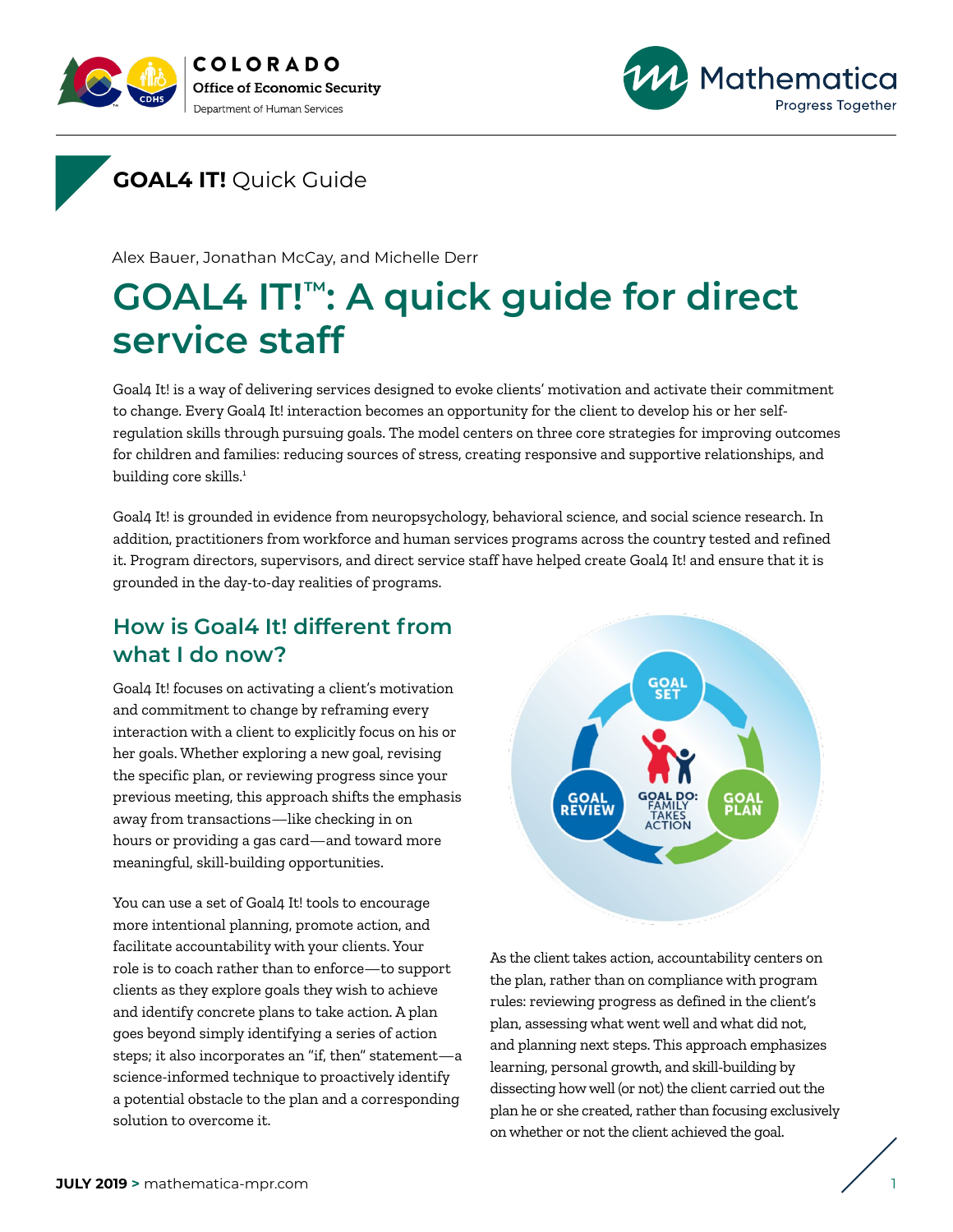## GOAL4 IT! Quick Guide

Alex Bauer, Jonathan McCay, and Michelle Derr

# GOAL4 IT!™: A quick guide for direct service staff

Goal4 It! is a way of delivering services designed to evoke clients' motivation and activate their commitment to change. Every Goal4 It! interaction becomes an opportunity for the client to develop his or her self-regulation skills through pursuing goals. The model centers on three core strategies for improving outcomes for children and families: reducing sources of stress, creating responsive and supportive relationships, and building core skills.[1]

Goal4 It! is grounded in evidence from neuropsychology, behavioral science, and social science research. In addition, practitioners from workforce and human services programs across the country tested and refined it. Program directors, supervisors, and direct service staff have helped create Goal4 It! and ensure that it is grounded in the day-to-day realities of programs.

## How is Goal4 It! different from what I do now?

Goal4 It! focuses on activating a client's motivation and commitment to change by reframing every interaction with a client to explicitly focus on his or her goals. Whether exploring a new goal, revising the specific plan, or reviewing progress since your previous meeting, this approach shifts the emphasis away from transactions—like checking in on hours or providing a gas card—and toward more meaningful, skill-building opportunities.

You can use a set of Goal4 It! tools to encourage more intentional planning, promote action, and facilitate accountability with your clients. Your role is to coach rather than to enforce—to support clients as they explore goals they wish to achieve and identify concrete plans to take action. A plan goes beyond simply identifying a series of action steps; it also incorporates an "if, then" statement—a science-informed technique to proactively identify a potential obstacle to the plan and a corresponding solution to overcome it.

GOAL SET → GOAL PLAN → GOAL REVIEW; GOAL DO: FAMILY TAKES ACTION

As the client takes action, accountability centers on the plan, rather than on compliance with program rules: reviewing progress as defined in the client's plan, assessing what went well and what did not, and planning next steps. This approach emphasizes learning, personal growth, and skill-building by dissecting how well (or not) the client carried out the plan he or she created, rather than focusing exclusively on whether or not the client achieved the goal.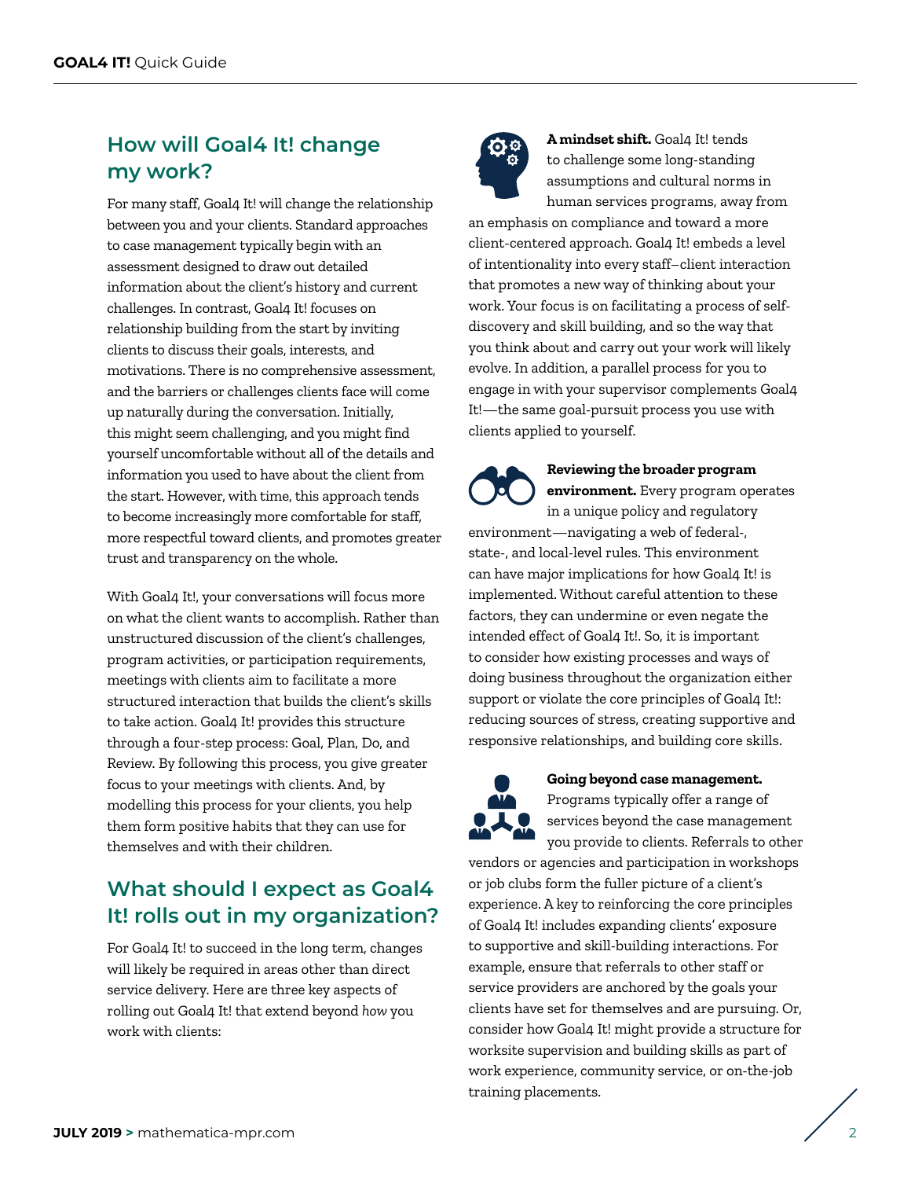## How will Goal4 It! change my work?

For many staff, Goal4 It! will change the relationship between you and your clients. Standard approaches to case management typically begin with an assessment designed to draw out detailed information about the client's history and current challenges. In contrast, Goal4 It! focuses on relationship building from the start by inviting clients to discuss their goals, interests, and motivations. There is no comprehensive assessment, and the barriers or challenges clients face will come up naturally during the conversation. Initially, this might seem challenging, and you might find yourself uncomfortable without all of the details and information you used to have about the client from the start. However, with time, this approach tends to become increasingly more comfortable for staff, more respectful toward clients, and promotes greater trust and transparency on the whole.

With Goal4 It!, your conversations will focus more on what the client wants to accomplish. Rather than unstructured discussion of the client's challenges, program activities, or participation requirements, meetings with clients aim to facilitate a more structured interaction that builds the client's skills to take action. Goal4 It! provides this structure through a four-step process: Goal, Plan, Do, and Review. By following this process, you give greater focus to your meetings with clients. And, by modelling this process for your clients, you help them form positive habits that they can use for themselves and with their children.

## What should I expect as Goal4 It! rolls out in my organization?

For Goal4 It! to succeed in the long term, changes will likely be required in areas other than direct service delivery. Here are three key aspects of rolling out Goal4 It! that extend beyond *how* you work with clients:

**A mindset shift.** Goal4 It! tends to challenge some long-standing assumptions and cultural norms in human services programs, away from an emphasis on compliance and toward a more client-centered approach. Goal4 It! embeds a level of intentionality into every staff–client interaction that promotes a new way of thinking about your work. Your focus is on facilitating a process of self-discovery and skill building, and so the way that you think about and carry out your work will likely evolve. In addition, a parallel process for you to engage in with your supervisor complements Goal4 It!—the same goal-pursuit process you use with clients applied to yourself.

**Reviewing the broader program environment.** Every program operates in a unique policy and regulatory environment—navigating a web of federal-, state-, and local-level rules. This environment can have major implications for how Goal4 It! is implemented. Without careful attention to these factors, they can undermine or even negate the intended effect of Goal4 It!. So, it is important to consider how existing processes and ways of doing business throughout the organization either support or violate the core principles of Goal4 It!: reducing sources of stress, creating supportive and responsive relationships, and building core skills.

**Going beyond case management.** Programs typically offer a range of services beyond the case management you provide to clients. Referrals to other vendors or agencies and participation in workshops or job clubs form the fuller picture of a client's experience. A key to reinforcing the core principles of Goal4 It! includes expanding clients' exposure to supportive and skill-building interactions. For example, ensure that referrals to other staff or service providers are anchored by the goals your clients have set for themselves and are pursuing. Or, consider how Goal4 It! might provide a structure for worksite supervision and building skills as part of work experience, community service, or on-the-job training placements.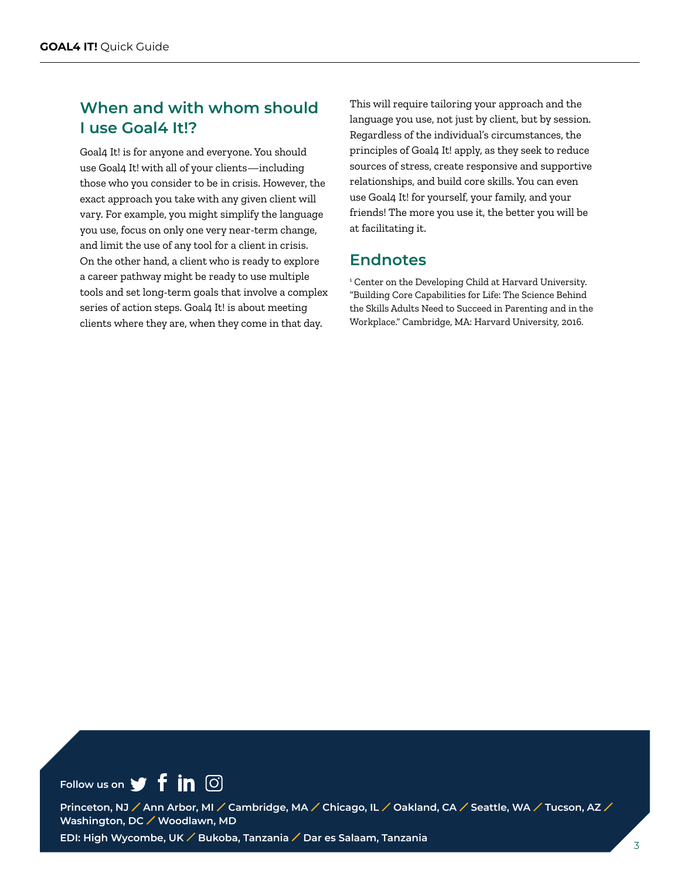## When and with whom should I use Goal4 It!?

Goal4 It! is for anyone and everyone. You should use Goal4 It! with all of your clients—including those who you consider to be in crisis. However, the exact approach you take with any given client will vary. For example, you might simplify the language you use, focus on only one very near-term change, and limit the use of any tool for a client in crisis. On the other hand, a client who is ready to explore a career pathway might be ready to use multiple tools and set long-term goals that involve a complex series of action steps. Goal4 It! is about meeting clients where they are, when they come in that day. This will require tailoring your approach and the language you use, not just by client, but by session. Regardless of the individual's circumstances, the principles of Goal4 It! apply, as they seek to reduce sources of stress, create responsive and supportive relationships, and build core skills. You can even use Goal4 It! for yourself, your family, and your friends! The more you use it, the better you will be at facilitating it.

## Endnotes

[1] Center on the Developing Child at Harvard University. "Building Core Capabilities for Life: The Science Behind the Skills Adults Need to Succeed in Parenting and in the Workplace." Cambridge, MA: Harvard University, 2016.

Follow us on

Princeton, NJ / Ann Arbor, MI / Cambridge, MA / Chicago, IL / Oakland, CA / Seattle, WA / Tucson, AZ / Washington, DC / Woodlawn, MD

EDI: High Wycombe, UK / Bukoba, Tanzania / Dar es Salaam, Tanzania